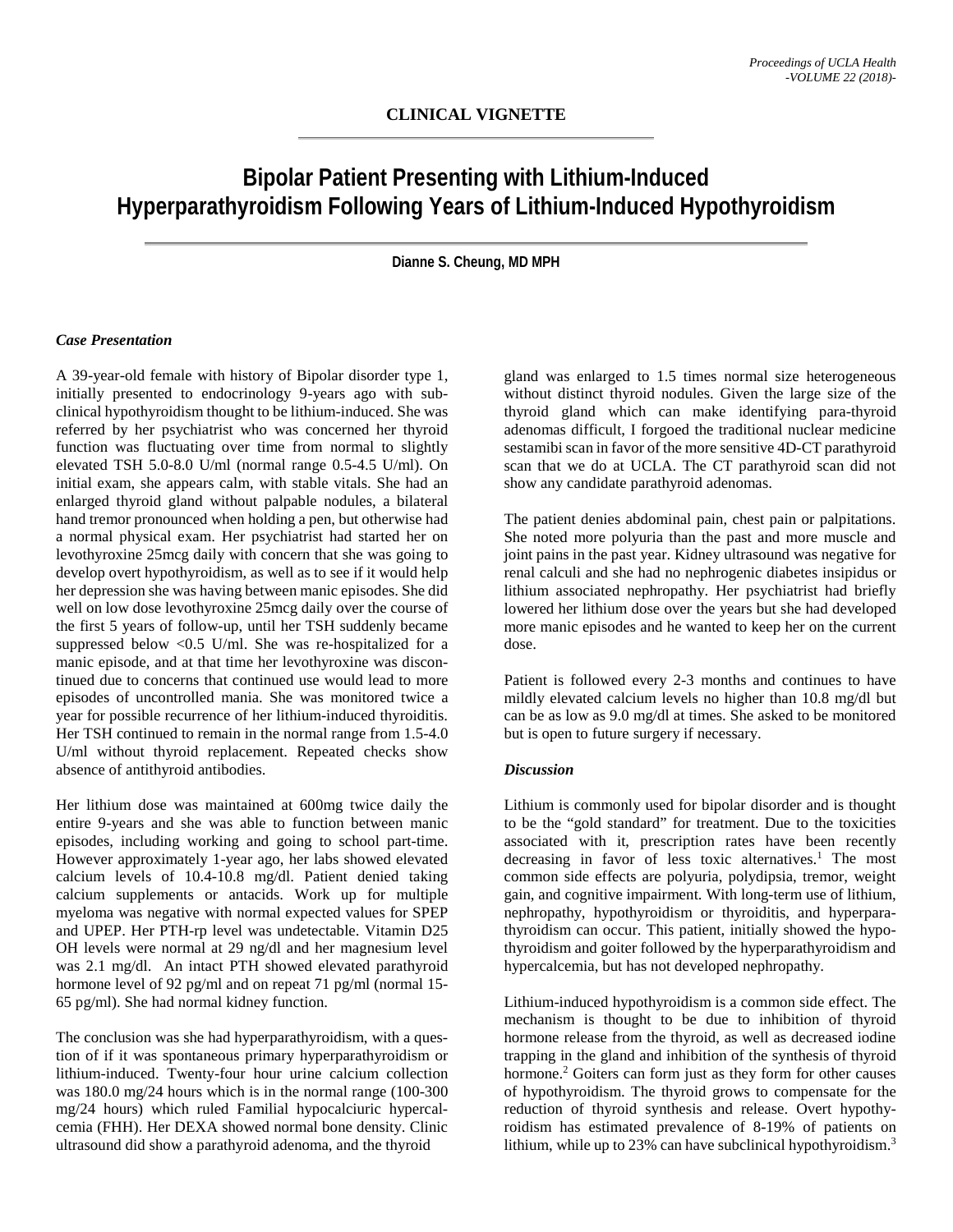**CLINICAL VIGNETTE**

# Bipolar Patient Presenting with Lithium-Induced Hyperparathyroidism Following Years of Lithium-Induced Hypothyroidism

**Dianne S. Cheung, MD MPH**

### *Case Presentation*

A 39-year-old female with history of Bipolar disorder type 1, initially presented to endocrinology 9-years ago with sub-clinical hypothyroidism thought to be lithium-induced. She was referred by her psychiatrist who was concerned her thyroid function was fluctuating over time from normal to slightly elevated TSH 5.0-8.0 U/ml (normal range 0.5-4.5 U/ml). On initial exam, she appears calm, with stable vitals. She had an enlarged thyroid gland without palpable nodules, a bilateral hand tremor pronounced when holding a pen, but otherwise had a normal physical exam. Her psychiatrist had started her on levothyroxine 25mcg daily with concern that she was going to develop overt hypothyroidism, as well as to see if it would help her depression she was having between manic episodes. She did well on low dose levothyroxine 25mcg daily over the course of the first 5 years of follow-up, until her TSH suddenly became suppressed below <0.5 U/ml. She was re-hospitalized for a manic episode, and at that time her levothyroxine was discontinued due to concerns that continued use would lead to more episodes of uncontrolled mania. She was monitored twice a year for possible recurrence of her lithium-induced thyroiditis. Her TSH continued to remain in the normal range from 1.5-4.0 U/ml without thyroid replacement. Repeated checks show absence of antithyroid antibodies.

Her lithium dose was maintained at 600mg twice daily the entire 9-years and she was able to function between manic episodes, including working and going to school part-time. However approximately 1-year ago, her labs showed elevated calcium levels of 10.4-10.8 mg/dl. Patient denied taking calcium supplements or antacids. Work up for multiple myeloma was negative with normal expected values for SPEP and UPEP. Her PTH-rp level was undetectable. Vitamin D25 OH levels were normal at 29 ng/dl and her magnesium level was 2.1 mg/dl. An intact PTH showed elevated parathyroid hormone level of 92 pg/ml and on repeat 71 pg/ml (normal 15-65 pg/ml). She had normal kidney function.

The conclusion was she had hyperparathyroidism, with a question of if it was spontaneous primary hyperparathyroidism or lithium-induced. Twenty-four hour urine calcium collection was 180.0 mg/24 hours which is in the normal range (100-300 mg/24 hours) which ruled Familial hypocalciuric hypercalcemia (FHH). Her DEXA showed normal bone density. Clinic ultrasound did show a parathyroid adenoma, and the thyroid gland was enlarged to 1.5 times normal size heterogeneous without distinct thyroid nodules. Given the large size of the thyroid gland which can make identifying para-thyroid adenomas difficult, I forgoed the traditional nuclear medicine sestamibi scan in favor of the more sensitive 4D-CT parathyroid scan that we do at UCLA. The CT parathyroid scan did not show any candidate parathyroid adenomas.

The patient denies abdominal pain, chest pain or palpitations. She noted more polyuria than the past and more muscle and joint pains in the past year. Kidney ultrasound was negative for renal calculi and she had no nephrogenic diabetes insipidus or lithium associated nephropathy. Her psychiatrist had briefly lowered her lithium dose over the years but she had developed more manic episodes and he wanted to keep her on the current dose.

Patient is followed every 2-3 months and continues to have mildly elevated calcium levels no higher than 10.8 mg/dl but can be as low as 9.0 mg/dl at times. She asked to be monitored but is open to future surgery if necessary.

### *Discussion*

Lithium is commonly used for bipolar disorder and is thought to be the "gold standard" for treatment. Due to the toxicities associated with it, prescription rates have been recently decreasing in favor of less toxic alternatives.[1] The most common side effects are polyuria, polydipsia, tremor, weight gain, and cognitive impairment. With long-term use of lithium, nephropathy, hypothyroidism or thyroiditis, and hyperparathyroidism can occur. This patient, initially showed the hypothyroidism and goiter followed by the hyperparathyroidism and hypercalcemia, but has not developed nephropathy.

Lithium-induced hypothyroidism is a common side effect. The mechanism is thought to be due to inhibition of thyroid hormone release from the thyroid, as well as decreased iodine trapping in the gland and inhibition of the synthesis of thyroid hormone.[2] Goiters can form just as they form for other causes of hypothyroidism. The thyroid grows to compensate for the reduction of thyroid synthesis and release. Overt hypothyroidism has estimated prevalence of 8-19% of patients on lithium, while up to 23% can have subclinical hypothyroidism.[3]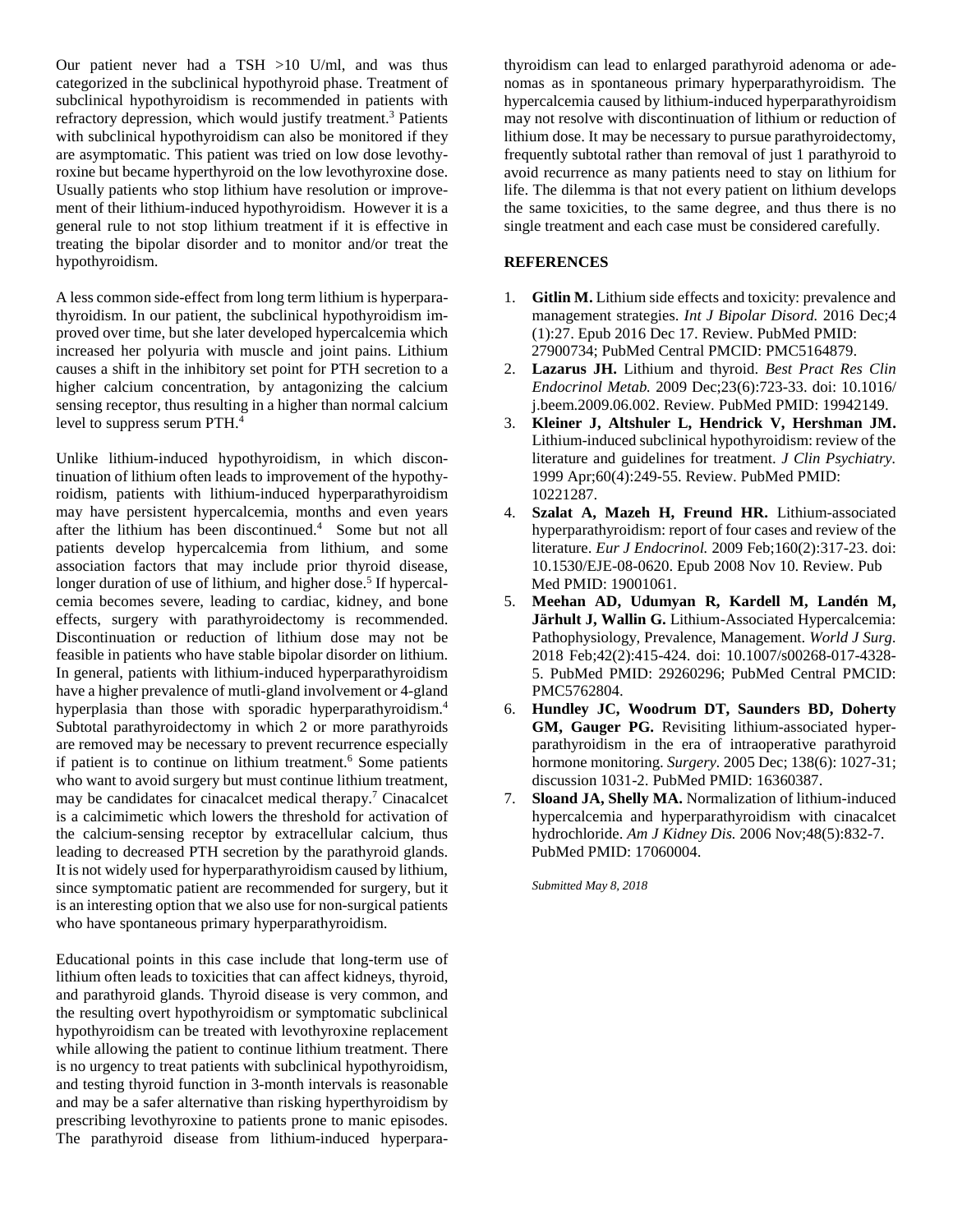Our patient never had a TSH >10 U/ml, and was thus categorized in the subclinical hypothyroid phase. Treatment of subclinical hypothyroidism is recommended in patients with refractory depression, which would justify treatment.[3] Patients with subclinical hypothyroidism can also be monitored if they are asymptomatic. This patient was tried on low dose levothyroxine but became hyperthyroid on the low levothyroxine dose. Usually patients who stop lithium have resolution or improvement of their lithium-induced hypothyroidism. However it is a general rule to not stop lithium treatment if it is effective in treating the bipolar disorder and to monitor and/or treat the hypothyroidism.

A less common side-effect from long term lithium is hyperparathyroidism. In our patient, the subclinical hypothyroidism improved over time, but she later developed hypercalcemia which increased her polyuria with muscle and joint pains. Lithium causes a shift in the inhibitory set point for PTH secretion to a higher calcium concentration, by antagonizing the calcium sensing receptor, thus resulting in a higher than normal calcium level to suppress serum PTH.[4]

Unlike lithium-induced hypothyroidism, in which discontinuation of lithium often leads to improvement of the hypothyroidism, patients with lithium-induced hyperparathyroidism may have persistent hypercalcemia, months and even years after the lithium has been discontinued.[4] Some but not all patients develop hypercalcemia from lithium, and some association factors that may include prior thyroid disease, longer duration of use of lithium, and higher dose.[5] If hypercalcemia becomes severe, leading to cardiac, kidney, and bone effects, surgery with parathyroidectomy is recommended. Discontinuation or reduction of lithium dose may not be feasible in patients who have stable bipolar disorder on lithium. In general, patients with lithium-induced hyperparathyroidism have a higher prevalence of mutli-gland involvement or 4-gland hyperplasia than those with sporadic hyperparathyroidism.[4] Subtotal parathyroidectomy in which 2 or more parathyroids are removed may be necessary to prevent recurrence especially if patient is to continue on lithium treatment.[6] Some patients who want to avoid surgery but must continue lithium treatment, may be candidates for cinacalcet medical therapy.[7] Cinacalcet is a calcimimetic which lowers the threshold for activation of the calcium-sensing receptor by extracellular calcium, thus leading to decreased PTH secretion by the parathyroid glands. It is not widely used for hyperparathyroidism caused by lithium, since symptomatic patient are recommended for surgery, but it is an interesting option that we also use for non-surgical patients who have spontaneous primary hyperparathyroidism.

Educational points in this case include that long-term use of lithium often leads to toxicities that can affect kidneys, thyroid, and parathyroid glands. Thyroid disease is very common, and the resulting overt hypothyroidism or symptomatic subclinical hypothyroidism can be treated with levothyroxine replacement while allowing the patient to continue lithium treatment. There is no urgency to treat patients with subclinical hypothyroidism, and testing thyroid function in 3-month intervals is reasonable and may be a safer alternative than risking hyperthyroidism by prescribing levothyroxine to patients prone to manic episodes. The parathyroid disease from lithium-induced hyperparathyroidism can lead to enlarged parathyroid adenoma or adenomas as in spontaneous primary hyperparathyroidism. The hypercalcemia caused by lithium-induced hyperparathyroidism may not resolve with discontinuation of lithium or reduction of lithium dose. It may be necessary to pursue parathyroidectomy, frequently subtotal rather than removal of just 1 parathyroid to avoid recurrence as many patients need to stay on lithium for life. The dilemma is that not every patient on lithium develops the same toxicities, to the same degree, and thus there is no single treatment and each case must be considered carefully.

## REFERENCES

1. **Gitlin M.** Lithium side effects and toxicity: prevalence and management strategies. *Int J Bipolar Disord.* 2016 Dec;4 (1):27. Epub 2016 Dec 17. Review. PubMed PMID: 27900734; PubMed Central PMCID: PMC5164879.
2. **Lazarus JH.** Lithium and thyroid. *Best Pract Res Clin Endocrinol Metab.* 2009 Dec;23(6):723-33. doi: 10.1016/ j.beem.2009.06.002. Review. PubMed PMID: 19942149.
3. **Kleiner J, Altshuler L, Hendrick V, Hershman JM.** Lithium-induced subclinical hypothyroidism: review of the literature and guidelines for treatment. *J Clin Psychiatry.* 1999 Apr;60(4):249-55. Review. PubMed PMID: 10221287.
4. **Szalat A, Mazeh H, Freund HR.** Lithium-associated hyperparathyroidism: report of four cases and review of the literature. *Eur J Endocrinol.* 2009 Feb;160(2):317-23. doi: 10.1530/EJE-08-0620. Epub 2008 Nov 10. Review. Pub Med PMID: 19001061.
5. **Meehan AD, Udumyan R, Kardell M, Landén M, Järhult J, Wallin G.** Lithium-Associated Hypercalcemia: Pathophysiology, Prevalence, Management. *World J Surg.* 2018 Feb;42(2):415-424. doi: 10.1007/s00268-017-4328-5. PubMed PMID: 29260296; PubMed Central PMCID: PMC5762804.
6. **Hundley JC, Woodrum DT, Saunders BD, Doherty GM, Gauger PG.** Revisiting lithium-associated hyperparathyroidism in the era of intraoperative parathyroid hormone monitoring. *Surgery.* 2005 Dec; 138(6): 1027-31; discussion 1031-2. PubMed PMID: 16360387.
7. **Sloand JA, Shelly MA.** Normalization of lithium-induced hypercalcemia and hyperparathyroidism with cinacalcet hydrochloride. *Am J Kidney Dis.* 2006 Nov;48(5):832-7. PubMed PMID: 17060004.

*Submitted May 8, 2018*